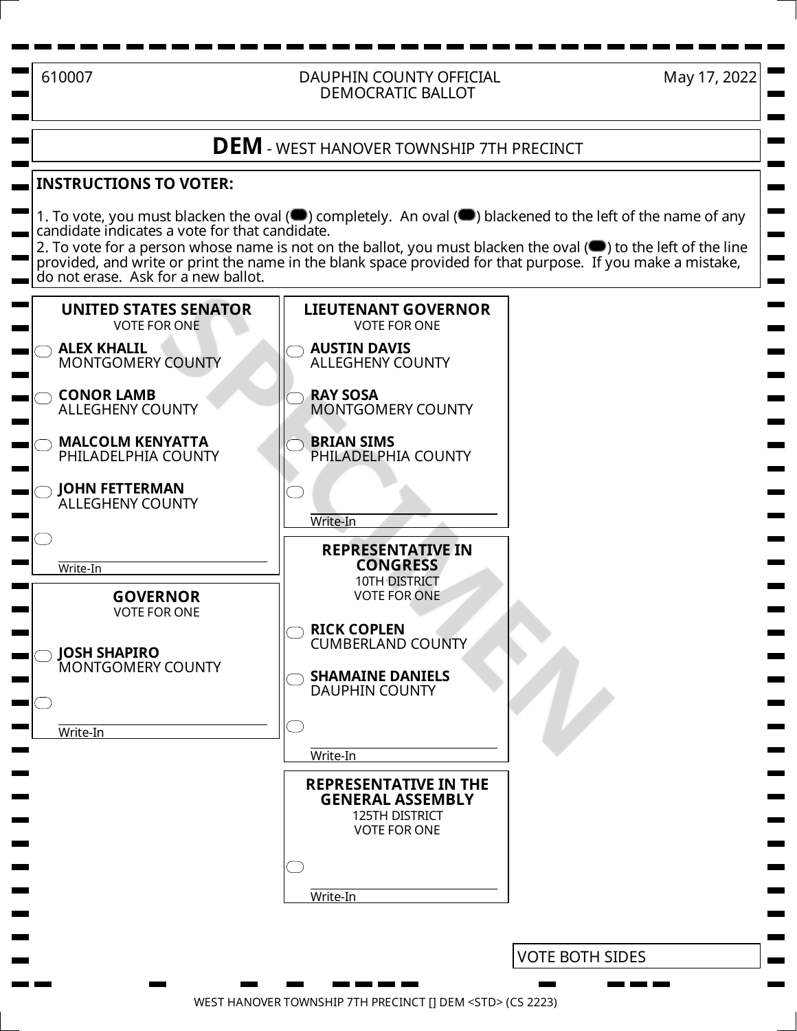610007

DAUPHIN COUNTY OFFICIAL
DEMOCRATIC BALLOT

May 17, 2022

# DEM - WEST HANOVER TOWNSHIP 7TH PRECINCT

**INSTRUCTIONS TO VOTER:**

1. To vote, you must blacken the oval (⬬) completely. An oval (⬬) blackened to the left of the name of any candidate indicates a vote for that candidate.
2. To vote for a person whose name is not on the ballot, you must blacken the oval (⬬) to the left of the line provided, and write or print the name in the blank space provided for that purpose. If you make a mistake, do not erase. Ask for a new ballot.

## UNITED STATES SENATOR
VOTE FOR ONE

- ⬭ **ALEX KHALIL**
  MONTGOMERY COUNTY
- ⬭ **CONOR LAMB**
  ALLEGHENY COUNTY
- ⬭ **MALCOLM KENYATTA**
  PHILADELPHIA COUNTY
- ⬭ **JOHN FETTERMAN**
  ALLEGHENY COUNTY
- ⬭ ________________
  Write-In

## GOVERNOR
VOTE FOR ONE

- ⬭ **JOSH SHAPIRO**
  MONTGOMERY COUNTY
- ⬭ ________________
  Write-In

## LIEUTENANT GOVERNOR
VOTE FOR ONE

- ⬭ **AUSTIN DAVIS**
  ALLEGHENY COUNTY
- ⬭ **RAY SOSA**
  MONTGOMERY COUNTY
- ⬭ **BRIAN SIMS**
  PHILADELPHIA COUNTY
- ⬭ ________________
  Write-In

## REPRESENTATIVE IN CONGRESS
10TH DISTRICT
VOTE FOR ONE

- ⬭ **RICK COPLEN**
  CUMBERLAND COUNTY
- ⬭ **SHAMAINE DANIELS**
  DAUPHIN COUNTY
- ⬭ ________________
  Write-In

## REPRESENTATIVE IN THE GENERAL ASSEMBLY
125TH DISTRICT
VOTE FOR ONE

- ⬭ ________________
  Write-In

VOTE BOTH SIDES

WEST HANOVER TOWNSHIP 7TH PRECINCT [] DEM <STD> (CS 2223)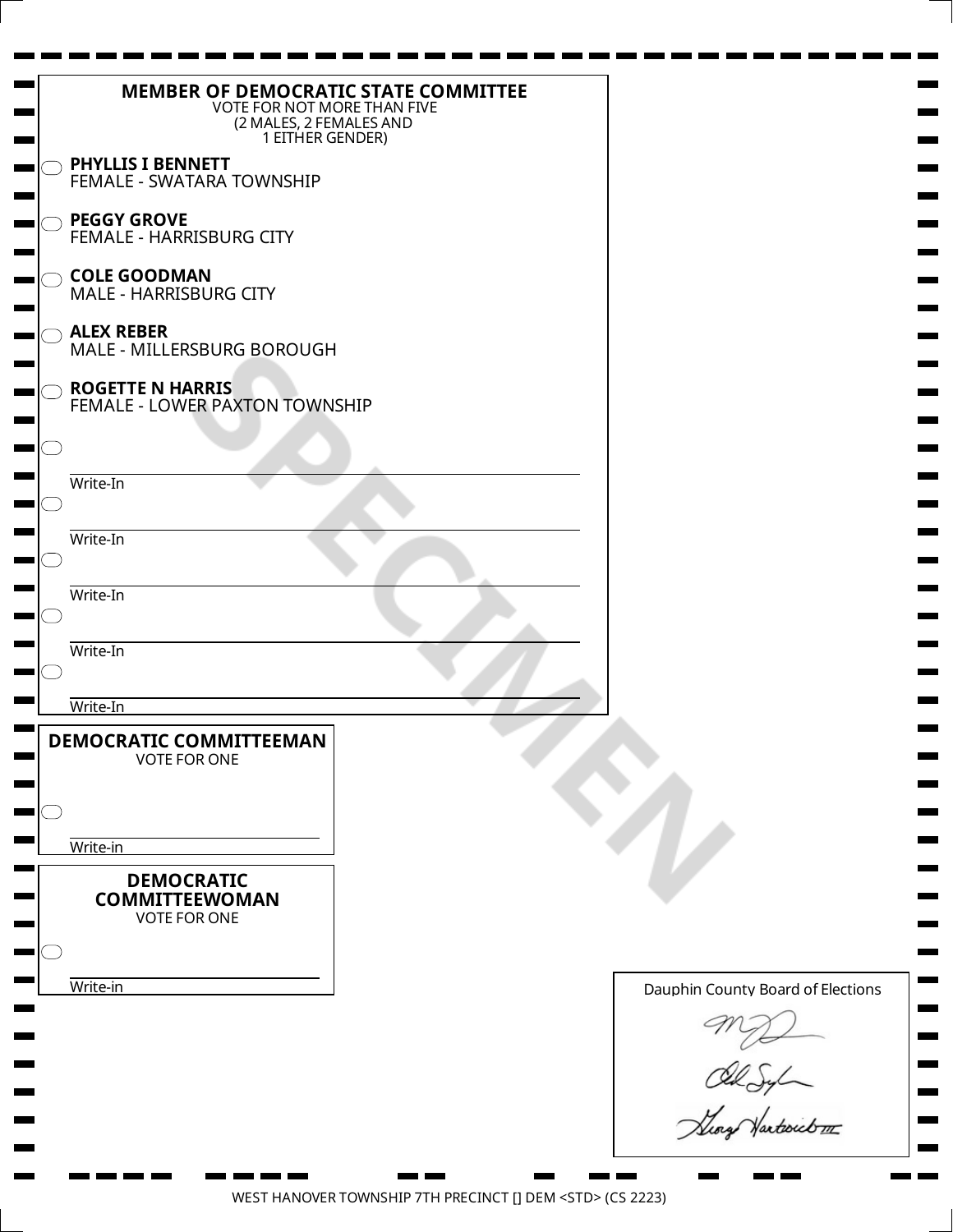## MEMBER OF DEMOCRATIC STATE COMMITTEE

VOTE FOR NOT MORE THAN FIVE
(2 MALES, 2 FEMALES AND
1 EITHER GENDER)

- ⬭ **PHYLLIS I BENNETT**
  FEMALE - SWATARA TOWNSHIP
- ⬭ **PEGGY GROVE**
  FEMALE - HARRISBURG CITY
- ⬭ **COLE GOODMAN**
  MALE - HARRISBURG CITY
- ⬭ **ALEX REBER**
  MALE - MILLERSBURG BOROUGH
- ⬭ **ROGETTE N HARRIS**
  FEMALE - LOWER PAXTON TOWNSHIP
- ⬭ Write-In
- ⬭ Write-In
- ⬭ Write-In
- ⬭ Write-In
- ⬭ Write-In

## DEMOCRATIC COMMITTEEMAN

VOTE FOR ONE

- ⬭ Write-in

## DEMOCRATIC COMMITTEEWOMAN

VOTE FOR ONE

- ⬭ Write-in

SPECIMEN

Dauphin County Board of Elections

WEST HANOVER TOWNSHIP 7TH PRECINCT [] DEM <STD> (CS 2223)